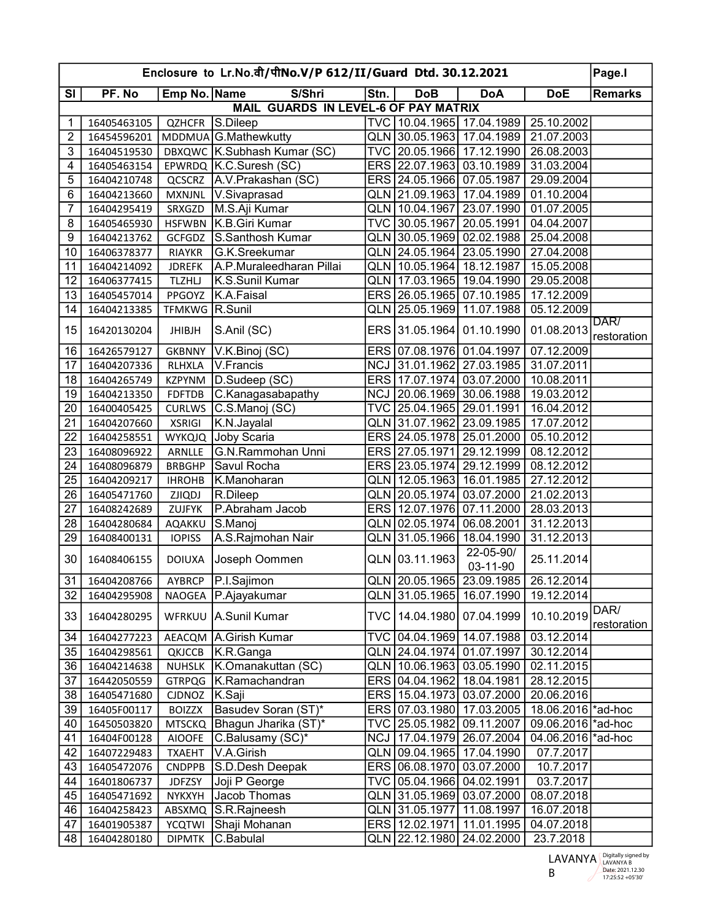| Enclosure to Lr.No.वी/पीNo.V/P 612/II/Guard Dtd. 30.12.2021 | | | | | | | | | Page.I |
|---|---|---|---|---|---|---|---|---|---|
| Sl | PF. No | Emp No. | Name S/Shri | Stn. | DoB | DoA | DoE | Remarks | |
| **MAIL GUARDS IN LEVEL-6 OF PAY MATRIX** | | | | | | | | | |
| 1 | 16405463105 | QZHCFR | S.Dileep | TVC | 10.04.1965 | 17.04.1989 | 25.10.2002 | | |
| 2 | 16454596201 | MDDMUA | G.Mathewkutty | QLN | 30.05.1963 | 17.04.1989 | 21.07.2003 | | |
| 3 | 16404519530 | DBXQWC | K.Subhash Kumar (SC) | TVC | 20.05.1966 | 17.12.1990 | 26.08.2003 | | |
| 4 | 16405463154 | EPWRDQ | K.C.Suresh (SC) | ERS | 22.07.1963 | 03.10.1989 | 31.03.2004 | | |
| 5 | 16404210748 | QCSCRZ | A.V.Prakashan (SC) | ERS | 24.05.1966 | 07.05.1987 | 29.09.2004 | | |
| 6 | 16404213660 | MXNJNL | V.Sivaprasad | QLN | 21.09.1963 | 17.04.1989 | 01.10.2004 | | |
| 7 | 16404295419 | SRXGZD | M.S.Aji Kumar | QLN | 10.04.1967 | 23.07.1990 | 01.07.2005 | | |
| 8 | 16405465930 | HSFWBN | K.B.Giri Kumar | TVC | 30.05.1967 | 20.05.1991 | 04.04.2007 | | |
| 9 | 16404213762 | GCFGDZ | S.Santhosh Kumar | QLN | 30.05.1969 | 02.02.1988 | 25.04.2008 | | |
| 10 | 16406378377 | RIAYKR | G.K.Sreekumar | QLN | 24.05.1964 | 23.05.1990 | 27.04.2008 | | |
| 11 | 16404214092 | JDREFK | A.P.Muraleedharan Pillai | QLN | 10.05.1964 | 18.12.1987 | 15.05.2008 | | |
| 12 | 16406377415 | TLZHLJ | K.S.Sunil Kumar | QLN | 17.03.1965 | 19.04.1990 | 29.05.2008 | | |
| 13 | 16405457014 | PPGOYZ | K.A.Faisal | ERS | 26.05.1965 | 07.10.1985 | 17.12.2009 | | |
| 14 | 16404213385 | TFMKWG | R.Sunil | QLN | 25.05.1969 | 11.07.1988 | 05.12.2009 | | |
| 15 | 16420130204 | JHIBJH | S.Anil (SC) | ERS | 31.05.1964 | 01.10.1990 | 01.08.2013 | DAR/ restoration | |
| 16 | 16426579127 | GKBNNY | V.K.Binoj (SC) | ERS | 07.08.1976 | 01.04.1997 | 07.12.2009 | | |
| 17 | 16404207336 | RLHXLA | V.Francis | NCJ | 31.01.1962 | 27.03.1985 | 31.07.2011 | | |
| 18 | 16404265749 | KZPYNM | D.Sudeep (SC) | ERS | 17.07.1974 | 03.07.2000 | 10.08.2011 | | |
| 19 | 16404213350 | FDFTDB | C.Kanagasabapathy | NCJ | 20.06.1969 | 30.06.1988 | 19.03.2012 | | |
| 20 | 16400405425 | CURLWS | C.S.Manoj (SC) | TVC | 25.04.1965 | 29.01.1991 | 16.04.2012 | | |
| 21 | 16404207660 | XSRIGI | K.N.Jayalal | QLN | 31.07.1962 | 23.09.1985 | 17.07.2012 | | |
| 22 | 16404258551 | WYKQJQ | Joby Scaria | ERS | 24.05.1978 | 25.01.2000 | 05.10.2012 | | |
| 23 | 16408096922 | ARNLLE | G.N.Rammohan Unni | ERS | 27.05.1971 | 29.12.1999 | 08.12.2012 | | |
| 24 | 16408096879 | BRBGHP | Savul Rocha | ERS | 23.05.1974 | 29.12.1999 | 08.12.2012 | | |
| 25 | 16404209217 | IHROHB | K.Manoharan | QLN | 12.05.1963 | 16.01.1985 | 27.12.2012 | | |
| 26 | 16405471760 | ZJIQDJ | R.Dileep | QLN | 20.05.1974 | 03.07.2000 | 21.02.2013 | | |
| 27 | 16408242689 | ZUJFYK | P.Abraham Jacob | ERS | 12.07.1976 | 07.11.2000 | 28.03.2013 | | |
| 28 | 16404280684 | AQAKKU | S.Manoj | QLN | 02.05.1974 | 06.08.2001 | 31.12.2013 | | |
| 29 | 16408400131 | IOPISS | A.S.Rajmohan Nair | QLN | 31.05.1966 | 18.04.1990 | 31.12.2013 | | |
| 30 | 16408406155 | DOIUXA | Joseph Oommen | QLN | 03.11.1963 | 22-05-90/ 03-11-90 | 25.11.2014 | | |
| 31 | 16404208766 | AYBRCP | P.I.Sajimon | QLN | 20.05.1965 | 23.09.1985 | 26.12.2014 | | |
| 32 | 16404295908 | NAOGEA | P.Ajayakumar | QLN | 31.05.1965 | 16.07.1990 | 19.12.2014 | | |
| 33 | 16404280295 | WFRKUU | A.Sunil Kumar | TVC | 14.04.1980 | 07.04.1999 | 10.10.2019 | DAR/ restoration | |
| 34 | 16404277223 | AEACQM | A.Girish Kumar | TVC | 04.04.1969 | 14.07.1988 | 03.12.2014 | | |
| 35 | 16404298561 | QKJCCB | K.R.Ganga | QLN | 24.04.1974 | 01.07.1997 | 30.12.2014 | | |
| 36 | 16404214638 | NUHSLK | K.Omanakuttan (SC) | QLN | 10.06.1963 | 03.05.1990 | 02.11.2015 | | |
| 37 | 16442050559 | GTRPQG | K.Ramachandran | ERS | 04.04.1962 | 18.04.1981 | 28.12.2015 | | |
| 38 | 16405471680 | CJDNOZ | K.Saji | ERS | 15.04.1973 | 03.07.2000 | 20.06.2016 | | |
| 39 | 16405F00117 | BOIZZX | Basudev Soran (ST)* | ERS | 07.03.1980 | 17.03.2005 | 18.06.2016 | *ad-hoc | |
| 40 | 16450503820 | MTSCKQ | Bhagun Jharika (ST)* | TVC | 25.05.1982 | 09.11.2007 | 09.06.2016 | *ad-hoc | |
| 41 | 16404F00128 | AIOOFE | C.Balusamy (SC)* | NCJ | 17.04.1979 | 26.07.2004 | 04.06.2016 | *ad-hoc | |
| 42 | 16407229483 | TXAEHT | V.A.Girish | QLN | 09.04.1965 | 17.04.1990 | 07.7.2017 | | |
| 43 | 16405472076 | CNDPPB | S.D.Desh Deepak | ERS | 06.08.1970 | 03.07.2000 | 10.7.2017 | | |
| 44 | 16401806737 | JDFZSY | Joji P George | TVC | 05.04.1966 | 04.02.1991 | 03.7.2017 | | |
| 45 | 16405471692 | NYKXYH | Jacob Thomas | QLN | 31.05.1969 | 03.07.2000 | 08.07.2018 | | |
| 46 | 16404258423 | ABSXMQ | S.R.Rajneesh | QLN | 31.05.1977 | 11.08.1997 | 16.07.2018 | | |
| 47 | 16401905387 | YCQTWI | Shaji Mohanan | ERS | 12.02.1971 | 11.01.1995 | 04.07.2018 | | |
| 48 | 16404280180 | DIPMTK | C.Babulal | QLN | 22.12.1980 | 24.02.2000 | 23.7.2018 | | |

LAVANYA B — Digitally signed by LAVANYA B Date: 2021.12.30 17:25:52 +05'30'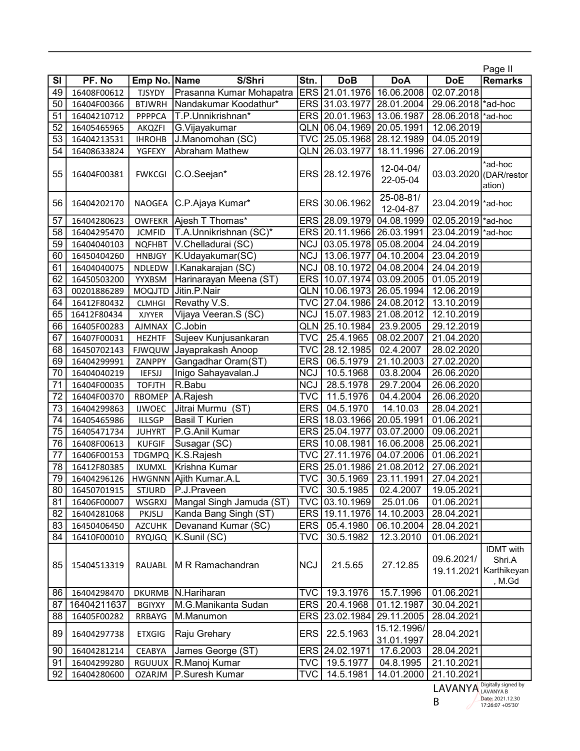Page II

| Sl | PF. No | Emp No. | Name S/Shri | Stn. | DoB | DoA | DoE | Remarks |
|---|---|---|---|---|---|---|---|---|
| 49 | 16408F00612 | TJSYDY | Prasanna Kumar Mohapatra | ERS | 21.01.1976 | 16.06.2008 | 02.07.2018 | |
| 50 | 16404F00366 | BTJWRH | Nandakumar Koodathur* | ERS | 31.03.1977 | 28.01.2004 | 29.06.2018 | *ad-hoc |
| 51 | 16404210712 | PPPPCA | T.P.Unnikrishnan* | ERS | 20.01.1963 | 13.06.1987 | 28.06.2018 | *ad-hoc |
| 52 | 16405465965 | AKQZFI | G.Vijayakumar | QLN | 06.04.1969 | 20.05.1991 | 12.06.2019 | |
| 53 | 16404213531 | IHROHB | J.Manomohan (SC) | TVC | 25.05.1968 | 28.12.1989 | 04.05.2019 | |
| 54 | 16408633824 | YGFEXY | Abraham Mathew | QLN | 26.03.1977 | 18.11.1996 | 27.06.2019 | |
| 55 | 16404F00381 | FWKCGI | C.O.Seejan* | ERS | 28.12.1976 | 12-04-04/ 22-05-04 | 03.03.2020 | *ad-hoc (DAR/restoration) |
| 56 | 16404202170 | NAOGEA | C.P.Ajaya Kumar* | ERS | 30.06.1962 | 25-08-81/ 12-04-87 | 23.04.2019 | *ad-hoc |
| 57 | 16404280623 | OWFEKR | Ajesh T Thomas* | ERS | 28.09.1979 | 04.08.1999 | 02.05.2019 | *ad-hoc |
| 58 | 16404295470 | JCMFID | T.A.Unnikrishnan (SC)* | ERS | 20.11.1966 | 26.03.1991 | 23.04.2019 | *ad-hoc |
| 59 | 16404040103 | NQFHBT | V.Chelladurai (SC) | NCJ | 03.05.1978 | 05.08.2004 | 24.04.2019 | |
| 60 | 16450404260 | HNBJGY | K.Udayakumar(SC) | NCJ | 13.06.1977 | 04.10.2004 | 23.04.2019 | |
| 61 | 16404040075 | NDLEDW | I.Kanakarajan (SC) | NCJ | 08.10.1972 | 04.08.2004 | 24.04.2019 | |
| 62 | 16450503200 | YYXBSM | Harinarayan Meena (ST) | ERS | 10.07.1974 | 03.09.2005 | 01.05.2019 | |
| 63 | 00201886289 | MOQJTD | Jitin.P.Nair | QLN | 10.06.1973 | 26.05.1994 | 12.06.2019 | |
| 64 | 16412F80432 | CLMHGI | Revathy V.S. | TVC | 27.04.1986 | 24.08.2012 | 13.10.2019 | |
| 65 | 16412F80434 | XJYYER | Vijaya Veeran.S (SC) | NCJ | 15.07.1983 | 21.08.2012 | 12.10.2019 | |
| 66 | 16405F00283 | AJMNAX | C.Jobin | QLN | 25.10.1984 | 23.9.2005 | 29.12.2019 | |
| 67 | 16407F00031 | HEZHTF | Sujeev Kunjusankaran | TVC | 25.4.1965 | 08.02.2007 | 21.04.2020 | |
| 68 | 16450702143 | FJWQUW | Jayaprakash Anoop | TVC | 28.12.1985 | 02.4.2007 | 28.02.2020 | |
| 69 | 16404299991 | ZANPPY | Gangadhar Oram(ST) | ERS | 06.5.1979 | 21.10.2003 | 27.02.2020 | |
| 70 | 16404040219 | IEFSJJ | Inigo Sahayavalan.J | NCJ | 10.5.1968 | 03.8.2004 | 26.06.2020 | |
| 71 | 16404F00035 | TOFJTH | R.Babu | NCJ | 28.5.1978 | 29.7.2004 | 26.06.2020 | |
| 72 | 16404F00370 | RBOMEP | A.Rajesh | TVC | 11.5.1976 | 04.4.2004 | 26.06.2020 | |
| 73 | 16404299863 | IJWOEC | Jitrai Murmu (ST) | ERS | 04.5.1970 | 14.10.03 | 28.04.2021 | |
| 74 | 16405465986 | ILLSGP | Basil T Kurien | ERS | 18.03.1966 | 20.05.1991 | 01.06.2021 | |
| 75 | 16405471734 | JUHYRT | P.G.Anil Kumar | ERS | 25.04.1977 | 03.07.2000 | 09.06.2021 | |
| 76 | 16408F00613 | KUFGIF | Susagar (SC) | ERS | 10.08.1981 | 16.06.2008 | 25.06.2021 | |
| 77 | 16406F00153 | TDGMPQ | K.S.Rajesh | TVC | 27.11.1976 | 04.07.2006 | 01.06.2021 | |
| 78 | 16412F80385 | IXUMXL | Krishna Kumar | ERS | 25.01.1986 | 21.08.2012 | 27.06.2021 | |
| 79 | 16404296126 | HWGNNN | Ajith Kumar.A.L | TVC | 30.5.1969 | 23.11.1991 | 27.04.2021 | |
| 80 | 16450701915 | STJURD | P.J.Praveen | TVC | 30.5.1985 | 02.4.2007 | 19.05.2021 | |
| 81 | 16406F00007 | WSGRXJ | Mangal Singh Jamuda (ST) | TVC | 03.10.1969 | 25.01.06 | 01.06.2021 | |
| 82 | 16404281068 | PKJSLJ | Kanda Bang Singh (ST) | ERS | 19.11.1976 | 14.10.2003 | 28.04.2021 | |
| 83 | 16450406450 | AZCUHK | Devanand Kumar (SC) | ERS | 05.4.1980 | 06.10.2004 | 28.04.2021 | |
| 84 | 16410F00010 | RYQJGQ | K.Sunil (SC) | TVC | 30.5.1982 | 12.3.2010 | 01.06.2021 | |
| 85 | 15404513319 | RAUABL | M R Ramachandran | NCJ | 21.5.65 | 27.12.85 | 09.6.2021/ 19.11.2021 | IDMT with Shri.A Karthikeyan, M.Gd |
| 86 | 16404298470 | DKURMB | N.Hariharan | TVC | 19.3.1976 | 15.7.1996 | 01.06.2021 | |
| 87 | 16404211637 | BGIYXY | M.G.Manikanta Sudan | ERS | 20.4.1968 | 01.12.1987 | 30.04.2021 | |
| 88 | 16405F00282 | RRBAYG | M.Manumon | ERS | 23.02.1984 | 29.11.2005 | 28.04.2021 | |
| 89 | 16404297738 | ETXGIG | Raju Grehary | ERS | 22.5.1963 | 15.12.1996/ 31.01.1997 | 28.04.2021 | |
| 90 | 16404281214 | CEABYA | James George (ST) | ERS | 24.02.1971 | 17.6.2003 | 28.04.2021 | |
| 91 | 16404299280 | RGUUUX | R.Manoj Kumar | TVC | 19.5.1977 | 04.8.1995 | 21.10.2021 | |
| 92 | 16404280600 | OZARJM | P.Suresh Kumar | TVC | 14.5.1981 | 14.01.2000 | 21.10.2021 | |

LAVANYA B
Digitally signed by LAVANYA B
Date: 2021.12.30 17:26:07 +05'30'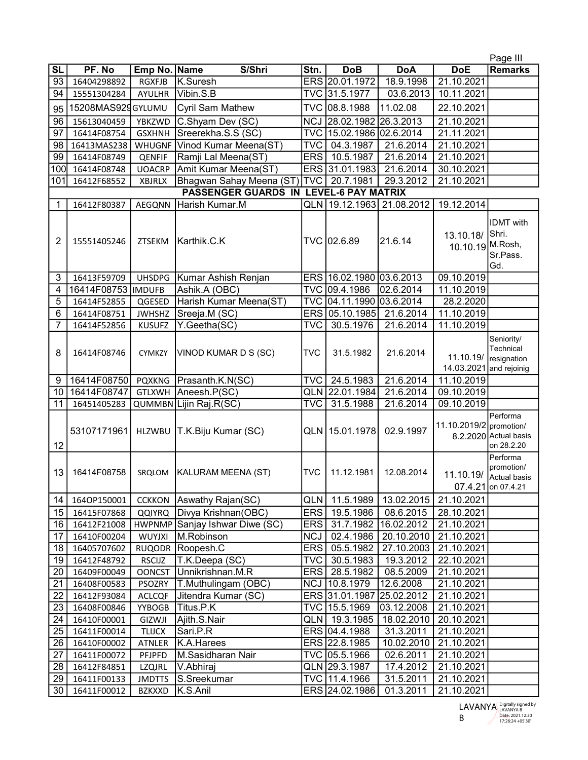Page III

| SL | PF. No | Emp No. | Name S/Shri | Stn. | DoB | DoA | DoE | Remarks |
|---|---|---|---|---|---|---|---|---|
| 93 | 16404298892 | RGXFJB | K.Suresh | ERS | 20.01.1972 | 18.9.1998 | 21.10.2021 | |
| 94 | 15551304284 | AYULHR | Vibin.S.B | TVC | 31.5.1977 | 03.6.2013 | 10.11.2021 | |
| 95 | 15208MAS929 | GYLUMU | Cyril Sam Mathew | TVC | 08.8.1988 | 11.02.08 | 22.10.2021 | |
| 96 | 15613040459 | YBKZWD | C.Shyam Dev (SC) | NCJ | 28.02.1982 | 26.3.2013 | 21.10.2021 | |
| 97 | 16414F08754 | GSXHNH | Sreerekha.S.S (SC) | TVC | 15.02.1986 | 02.6.2014 | 21.11.2021 | |
| 98 | 16413MAS238 | WHUGNF | Vinod Kumar Meena(ST) | TVC | 04.3.1987 | 21.6.2014 | 21.10.2021 | |
| 99 | 16414F08749 | QENFIF | Ramji Lal Meena(ST) | ERS | 10.5.1987 | 21.6.2014 | 21.10.2021 | |
| 100 | 16414F08748 | UOACRP | Amit Kumar Meena(ST) | ERS | 31.01.1983 | 21.6.2014 | 30.10.2021 | |
| 101 | 16412F68552 | XBJRLX | Bhagwan Sahay Meena (ST) | TVC | 20.7.1981 | 29.3.2012 | 21.10.2021 | |
| | | | **PASSENGER GUARDS IN LEVEL-6 PAY MATRIX** | | | | | |
| 1 | 16412F80387 | AEGQNN | Harish Kumar.M | QLN | 19.12.1963 | 21.08.2012 | 19.12.2014 | |
| 2 | 15551405246 | ZTSEKM | Karthik.C.K | TVC | 02.6.89 | 21.6.14 | 13.10.18/ 10.10.19 | IDMT with Shri. M.Rosh, Sr.Pass. Gd. |
| 3 | 16413F59709 | UHSDPG | Kumar Ashish Renjan | ERS | 16.02.1980 | 03.6.2013 | 09.10.2019 | |
| 4 | 16414F08753 | IMDUFB | Ashik.A (OBC) | TVC | 09.4.1986 | 02.6.2014 | 11.10.2019 | |
| 5 | 16414F52855 | QGESED | Harish Kumar Meena(ST) | TVC | 04.11.1990 | 03.6.2014 | 28.2.2020 | |
| 6 | 16414F08751 | JWHSHZ | Sreeja.M (SC) | ERS | 05.10.1985 | 21.6.2014 | 11.10.2019 | |
| 7 | 16414F52856 | KUSUFZ | Y.Geetha(SC) | TVC | 30.5.1976 | 21.6.2014 | 11.10.2019 | |
| 8 | 16414F08746 | CYMKZY | VINOD KUMAR D S (SC) | TVC | 31.5.1982 | 21.6.2014 | 11.10.19/ 14.03.2021 | Seniority/ Technical resignation and rejoinig |
| 9 | 16414F08750 | PQXKNG | Prasanth.K.N(SC) | TVC | 24.5.1983 | 21.6.2014 | 11.10.2019 | |
| 10 | 16414F08747 | GTLXWH | Aneesh.P(SC) | QLN | 22.01.1984 | 21.6.2014 | 09.10.2019 | |
| 11 | 16451405283 | QUMMBN | Lijin Raj.R(SC) | TVC | 31.5.1988 | 21.6.2014 | 09.10.2019 | |
| 12 | 53107171961 | HLZWBU | T.K.Biju Kumar (SC) | QLN | 15.01.1978 | 02.9.1997 | 11.10.2019/2 8.2.2020 | Performa promotion/ Actual basis on 28.2.20 |
| 13 | 16414F08758 | SRQLOM | KALURAM MEENA (ST) | TVC | 11.12.1981 | 12.08.2014 | 11.10.19/ 07.4.21 | Performa promotion/ Actual basis on 07.4.21 |
| 14 | 164OP150001 | CCKKON | Aswathy Rajan(SC) | QLN | 11.5.1989 | 13.02.2015 | 21.10.2021 | |
| 15 | 16415F07868 | QQIYRQ | Divya Krishnan(OBC) | ERS | 19.5.1986 | 08.6.2015 | 28.10.2021 | |
| 16 | 16412F21008 | HWPNMP | Sanjay Ishwar Diwe (SC) | ERS | 31.7.1982 | 16.02.2012 | 21.10.2021 | |
| 17 | 16410F00204 | WUYJXI | M.Robinson | NCJ | 02.4.1986 | 20.10.2010 | 21.10.2021 | |
| 18 | 16405707602 | RUQODR | Roopesh.C | ERS | 05.5.1982 | 27.10.2003 | 21.10.2021 | |
| 19 | 16412F48792 | RSCIJZ | T.K.Deepa (SC) | TVC | 30.5.1983 | 19.3.2012 | 22.10.2021 | |
| 20 | 16409F00049 | OONCST | Unnikrishnan.M.R | ERS | 28.5.1982 | 08.5.2009 | 21.10.2021 | |
| 21 | 16408F00583 | PSOZRY | T.Muthulingam (OBC) | NCJ | 10.8.1979 | 12.6.2008 | 21.10.2021 | |
| 22 | 16412F93084 | ACLCQF | Jitendra Kumar (SC) | ERS | 31.01.1987 | 25.02.2012 | 21.10.2021 | |
| 23 | 16408F00846 | YYBOGB | Titus.P.K | TVC | 15.5.1969 | 03.12.2008 | 21.10.2021 | |
| 24 | 16410F00001 | GIZWJI | Ajith.S.Nair | QLN | 19.3.1985 | 18.02.2010 | 20.10.2021 | |
| 25 | 16411F00014 | TLIJCX | Sari.P.R | ERS | 04.4.1988 | 31.3.2011 | 21.10.2021 | |
| 26 | 16410F00002 | ATNLER | K.A.Harees | ERS | 22.8.1985 | 10.02.2010 | 21.10.2021 | |
| 27 | 16411F00072 | PFJPFD | M.Sasidharan Nair | TVC | 05.5.1966 | 02.6.2011 | 21.10.2021 | |
| 28 | 16412F84851 | LZQJRL | V.Abhiraj | QLN | 29.3.1987 | 17.4.2012 | 21.10.2021 | |
| 29 | 16411F00133 | JMDTTS | S.Sreekumar | TVC | 11.4.1966 | 31.5.2011 | 21.10.2021 | |
| 30 | 16411F00012 | BZKXXD | K.S.Anil | ERS | 24.02.1986 | 01.3.2011 | 21.10.2021 | |

LAVANYA B — Digitally signed by LAVANYA B, Date: 2021.12.30 17:26:24 +05'30'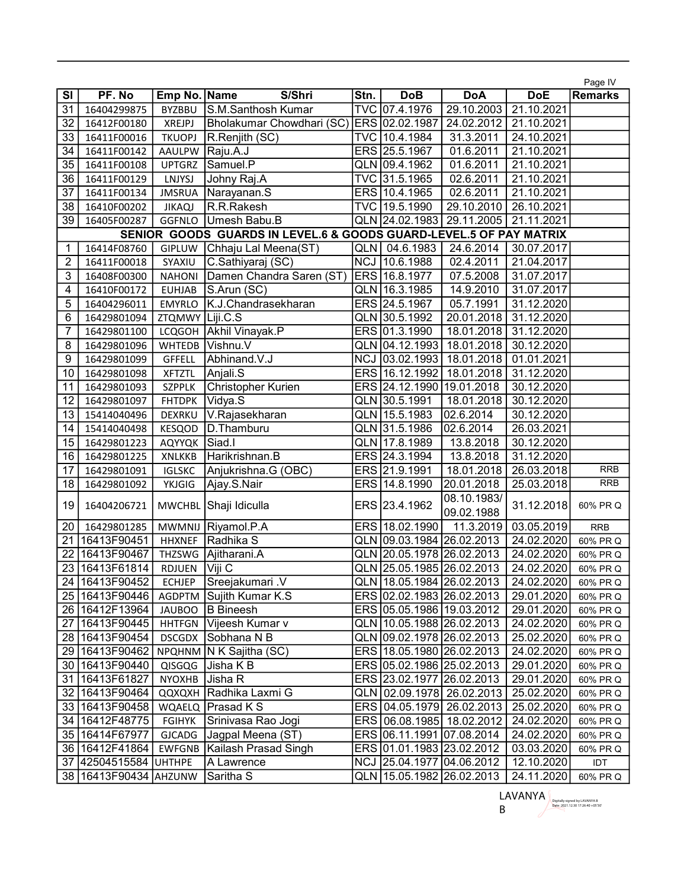| Sl | PF. No | Emp No. | Name S/Shri | Stn. | DoB | DoA | DoE | Remarks |
|---|---|---|---|---|---|---|---|---|
| 31 | 16404299875 | BYZBBU | S.M.Santhosh Kumar | TVC | 07.4.1976 | 29.10.2003 | 21.10.2021 | |
| 32 | 16412F00180 | XREJPJ | Bholakumar Chowdhari (SC) | ERS | 02.02.1987 | 24.02.2012 | 21.10.2021 | |
| 33 | 16411F00016 | TKUOPJ | R.Renjith (SC) | TVC | 10.4.1984 | 31.3.2011 | 24.10.2021 | |
| 34 | 16411F00142 | AAULPW | Raju.A.J | ERS | 25.5.1967 | 01.6.2011 | 21.10.2021 | |
| 35 | 16411F00108 | UPTGRZ | Samuel.P | QLN | 09.4.1962 | 01.6.2011 | 21.10.2021 | |
| 36 | 16411F00129 | LNJYSJ | Johny Raj.A | TVC | 31.5.1965 | 02.6.2011 | 21.10.2021 | |
| 37 | 16411F00134 | JMSRUA | Narayanan.S | ERS | 10.4.1965 | 02.6.2011 | 21.10.2021 | |
| 38 | 16410F00202 | JIKAQJ | R.R.Rakesh | TVC | 19.5.1990 | 29.10.2010 | 26.10.2021 | |
| 39 | 16405F00287 | GGFNLO | Umesh Babu.B | QLN | 24.02.1983 | 29.11.2005 | 21.11.2021 | |
| | | | **SENIOR GOODS GUARDS IN LEVEL.6 & GOODS GUARD-LEVEL.5 OF PAY MATRIX** | | | | | |
| 1 | 16414F08760 | GIPLUW | Chhaju Lal Meena(ST) | QLN | 04.6.1983 | 24.6.2014 | 30.07.2017 | |
| 2 | 16411F00018 | SYAXIU | C.Sathiyaraj (SC) | NCJ | 10.6.1988 | 02.4.2011 | 21.04.2017 | |
| 3 | 16408F00300 | NAHONI | Damen Chandra Saren (ST) | ERS | 16.8.1977 | 07.5.2008 | 31.07.2017 | |
| 4 | 16410F00172 | EUHJAB | S.Arun (SC) | QLN | 16.3.1985 | 14.9.2010 | 31.07.2017 | |
| 5 | 16404296011 | EMYRLO | K.J.Chandrasekharan | ERS | 24.5.1967 | 05.7.1991 | 31.12.2020 | |
| 6 | 16429801094 | ZTQMWY | Liji.C.S | QLN | 30.5.1992 | 20.01.2018 | 31.12.2020 | |
| 7 | 16429801100 | LCQGOH | Akhil Vinayak.P | ERS | 01.3.1990 | 18.01.2018 | 31.12.2020 | |
| 8 | 16429801096 | WHTEDB | Vishnu.V | QLN | 04.12.1993 | 18.01.2018 | 30.12.2020 | |
| 9 | 16429801099 | GFFELL | Abhinand.V.J | NCJ | 03.02.1993 | 18.01.2018 | 01.01.2021 | |
| 10 | 16429801098 | XFTZTL | Anjali.S | ERS | 16.12.1992 | 18.01.2018 | 31.12.2020 | |
| 11 | 16429801093 | SZPPLK | Christopher Kurien | ERS | 24.12.1990 | 19.01.2018 | 30.12.2020 | |
| 12 | 16429801097 | FHTDPK | Vidya.S | QLN | 30.5.1991 | 18.01.2018 | 30.12.2020 | |
| 13 | 15414040496 | DEXRKU | V.Rajasekharan | QLN | 15.5.1983 | 02.6.2014 | 30.12.2020 | |
| 14 | 15414040498 | KESQOD | D.Thamburu | QLN | 31.5.1986 | 02.6.2014 | 26.03.2021 | |
| 15 | 16429801223 | AQYYQK | Siad.I | QLN | 17.8.1989 | 13.8.2018 | 30.12.2020 | |
| 16 | 16429801225 | XNLKKB | Harikrishnan.B | ERS | 24.3.1994 | 13.8.2018 | 31.12.2020 | |
| 17 | 16429801091 | IGLSKC | Anjukrishna.G (OBC) | ERS | 21.9.1991 | 18.01.2018 | 26.03.2018 | RRB |
| 18 | 16429801092 | YKJGIG | Ajay.S.Nair | ERS | 14.8.1990 | 20.01.2018 | 25.03.2018 | RRB |
| 19 | 16404206721 | MWCHBL | Shaji Idiculla | ERS | 23.4.1962 | 08.10.1983/ 09.02.1988 | 31.12.2018 | 60% PR Q |
| 20 | 16429801285 | MWMNIJ | Riyamol.P.A | ERS | 18.02.1990 | 11.3.2019 | 03.05.2019 | RRB |
| 21 | 16413F90451 | HHXNEF | Radhika S | QLN | 09.03.1984 | 26.02.2013 | 24.02.2020 | 60% PR Q |
| 22 | 16413F90467 | THZSWG | Ajitharani.A | QLN | 20.05.1978 | 26.02.2013 | 24.02.2020 | 60% PR Q |
| 23 | 16413F61814 | RDJUEN | Viji C | QLN | 25.05.1985 | 26.02.2013 | 24.02.2020 | 60% PR Q |
| 24 | 16413F90452 | ECHJEP | Sreejakumari .V | QLN | 18.05.1984 | 26.02.2013 | 24.02.2020 | 60% PR Q |
| 25 | 16413F90446 | AGDPTM | Sujith Kumar K.S | ERS | 02.02.1983 | 26.02.2013 | 29.01.2020 | 60% PR Q |
| 26 | 16412F13964 | JAUBOO | B Bineesh | ERS | 05.05.1986 | 19.03.2012 | 29.01.2020 | 60% PR Q |
| 27 | 16413F90445 | HHTFGN | Vijeesh Kumar v | QLN | 10.05.1988 | 26.02.2013 | 24.02.2020 | 60% PR Q |
| 28 | 16413F90454 | DSCGDX | Sobhana N B | QLN | 09.02.1978 | 26.02.2013 | 25.02.2020 | 60% PR Q |
| 29 | 16413F90462 | NPQHNM | N K Sajitha (SC) | ERS | 18.05.1980 | 26.02.2013 | 24.02.2020 | 60% PR Q |
| 30 | 16413F90440 | QISGQG | Jisha K B | ERS | 05.02.1986 | 25.02.2013 | 29.01.2020 | 60% PR Q |
| 31 | 16413F61827 | NYOXHB | Jisha R | ERS | 23.02.1977 | 26.02.2013 | 29.01.2020 | 60% PR Q |
| 32 | 16413F90464 | QQXQXH | Radhika Laxmi G | QLN | 02.09.1978 | 26.02.2013 | 25.02.2020 | 60% PR Q |
| 33 | 16413F90458 | WQAELQ | Prasad K S | ERS | 04.05.1979 | 26.02.2013 | 25.02.2020 | 60% PR Q |
| 34 | 16412F48775 | FGIHYK | Srinivasa Rao Jogi | ERS | 06.08.1985 | 18.02.2012 | 24.02.2020 | 60% PR Q |
| 35 | 16414F67977 | GJCADG | Jagpal Meena (ST) | ERS | 06.11.1991 | 07.08.2014 | 24.02.2020 | 60% PR Q |
| 36 | 16412F41864 | EWFGNB | Kailash Prasad Singh | ERS | 01.01.1983 | 23.02.2012 | 03.03.2020 | 60% PR Q |
| 37 | 42504515584 | UHTHPE | A Lawrence | NCJ | 25.04.1977 | 04.06.2012 | 12.10.2020 | IDT |
| 38 | 16413F90434 | AHZUNW | Saritha S | QLN | 15.05.1982 | 26.02.2013 | 24.11.2020 | 60% PR Q |

LAVANYA B
Digitally signed by LAVANYA B
Date: 2021.12.30 17:26:40 +05'30'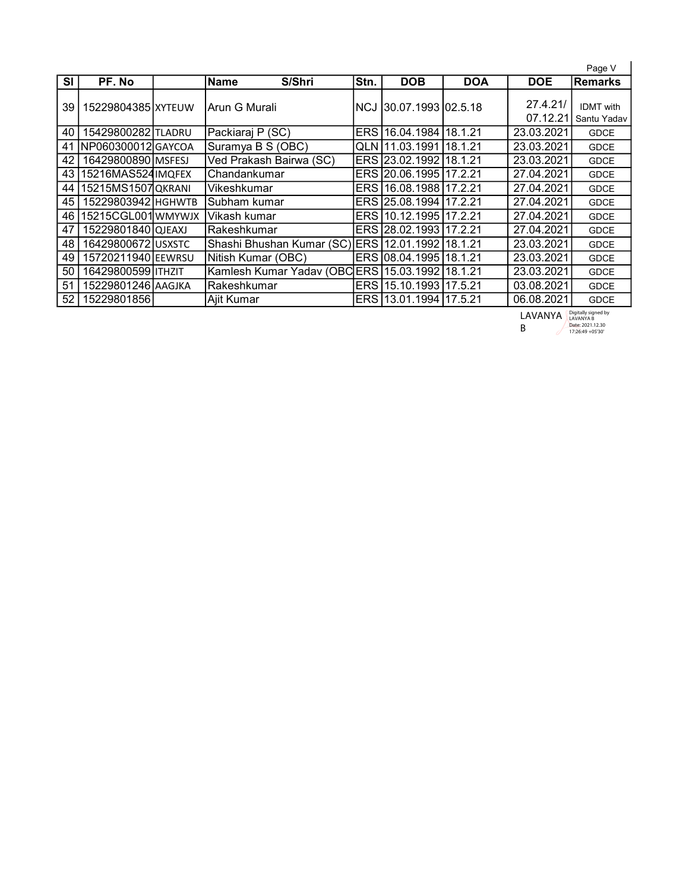| Sl | PF. No | | Name S/Shri | Stn. | DOB | DOA | DOE | Remarks |
|---|---|---|---|---|---|---|---|---|
| 39 | 15229804385 | XYTEUW | Arun G Murali | NCJ | 30.07.1993 | 02.5.18 | 27.4.21/ 07.12.21 | IDMT with Santu Yadav |
| 40 | 15429800282 | TLADRU | Packiaraj P (SC) | ERS | 16.04.1984 | 18.1.21 | 23.03.2021 | GDCE |
| 41 | NP060300012 | GAYCOA | Suramya B S (OBC) | QLN | 11.03.1991 | 18.1.21 | 23.03.2021 | GDCE |
| 42 | 16429800890 | MSFESJ | Ved Prakash Bairwa (SC) | ERS | 23.02.1992 | 18.1.21 | 23.03.2021 | GDCE |
| 43 | 15216MAS524 | IMQFEX | Chandankumar | ERS | 20.06.1995 | 17.2.21 | 27.04.2021 | GDCE |
| 44 | 15215MS1507 | QKRANI | Vikeshkumar | ERS | 16.08.1988 | 17.2.21 | 27.04.2021 | GDCE |
| 45 | 15229803942 | HGHWTB | Subham kumar | ERS | 25.08.1994 | 17.2.21 | 27.04.2021 | GDCE |
| 46 | 15215CGL001 | WMYWJX | Vikash kumar | ERS | 10.12.1995 | 17.2.21 | 27.04.2021 | GDCE |
| 47 | 15229801840 | QJEAXJ | Rakeshkumar | ERS | 28.02.1993 | 17.2.21 | 27.04.2021 | GDCE |
| 48 | 16429800672 | USXSTC | Shashi Bhushan Kumar (SC) | ERS | 12.01.1992 | 18.1.21 | 23.03.2021 | GDCE |
| 49 | 15720211940 | EEWRSU | Nitish Kumar (OBC) | ERS | 08.04.1995 | 18.1.21 | 23.03.2021 | GDCE |
| 50 | 16429800599 | ITHZIT | Kamlesh Kumar Yadav (OBC | ERS | 15.03.1992 | 18.1.21 | 23.03.2021 | GDCE |
| 51 | 15229801246 | AAGJKA | Rakeshkumar | ERS | 15.10.1993 | 17.5.21 | 03.08.2021 | GDCE |
| 52 | 15229801856 | | Ajit Kumar | ERS | 13.01.1994 | 17.5.21 | 06.08.2021 | GDCE |

LAVANYA B

Digitally signed by LAVANYA B
Date: 2021.12.30 17:26:49 +05'30'